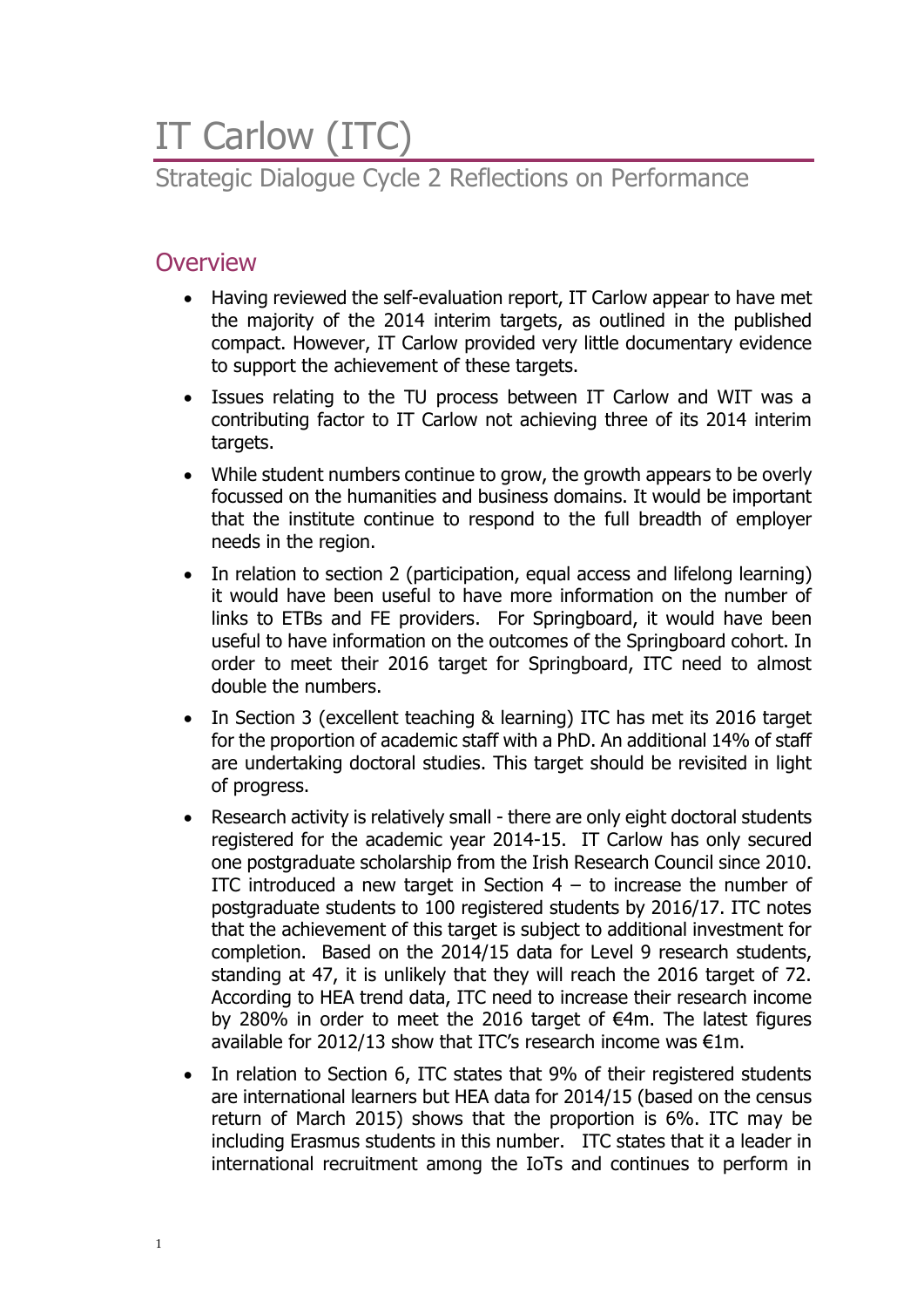# IT Carlow (ITC)

Strategic Dialogue Cycle 2 Reflections on Performance

## Overview

- Having reviewed the self-evaluation report, IT Carlow appear to have met the majority of the 2014 interim targets, as outlined in the published compact. However, IT Carlow provided very little documentary evidence to support the achievement of these targets.
- Issues relating to the TU process between IT Carlow and WIT was a contributing factor to IT Carlow not achieving three of its 2014 interim targets.
- While student numbers continue to grow, the growth appears to be overly focussed on the humanities and business domains. It would be important that the institute continue to respond to the full breadth of employer needs in the region.
- In relation to section 2 (participation, equal access and lifelong learning) it would have been useful to have more information on the number of links to ETBs and FE providers. For Springboard, it would have been useful to have information on the outcomes of the Springboard cohort. In order to meet their 2016 target for Springboard, ITC need to almost double the numbers.
- In Section 3 (excellent teaching & learning) ITC has met its 2016 target for the proportion of academic staff with a PhD. An additional 14% of staff are undertaking doctoral studies. This target should be revisited in light of progress.
- Research activity is relatively small - there are only eight doctoral students registered for the academic year 2014-15. IT Carlow has only secured one postgraduate scholarship from the Irish Research Council since 2010. ITC introduced a new target in Section 4 – to increase the number of postgraduate students to 100 registered students by 2016/17. ITC notes that the achievement of this target is subject to additional investment for completion. Based on the 2014/15 data for Level 9 research students, standing at 47, it is unlikely that they will reach the 2016 target of 72. According to HEA trend data, ITC need to increase their research income by 280% in order to meet the 2016 target of €4m. The latest figures available for 2012/13 show that ITC's research income was €1m.
- In relation to Section 6, ITC states that 9% of their registered students are international learners but HEA data for 2014/15 (based on the census return of March 2015) shows that the proportion is 6%. ITC may be including Erasmus students in this number. ITC states that it a leader in international recruitment among the IoTs and continues to perform in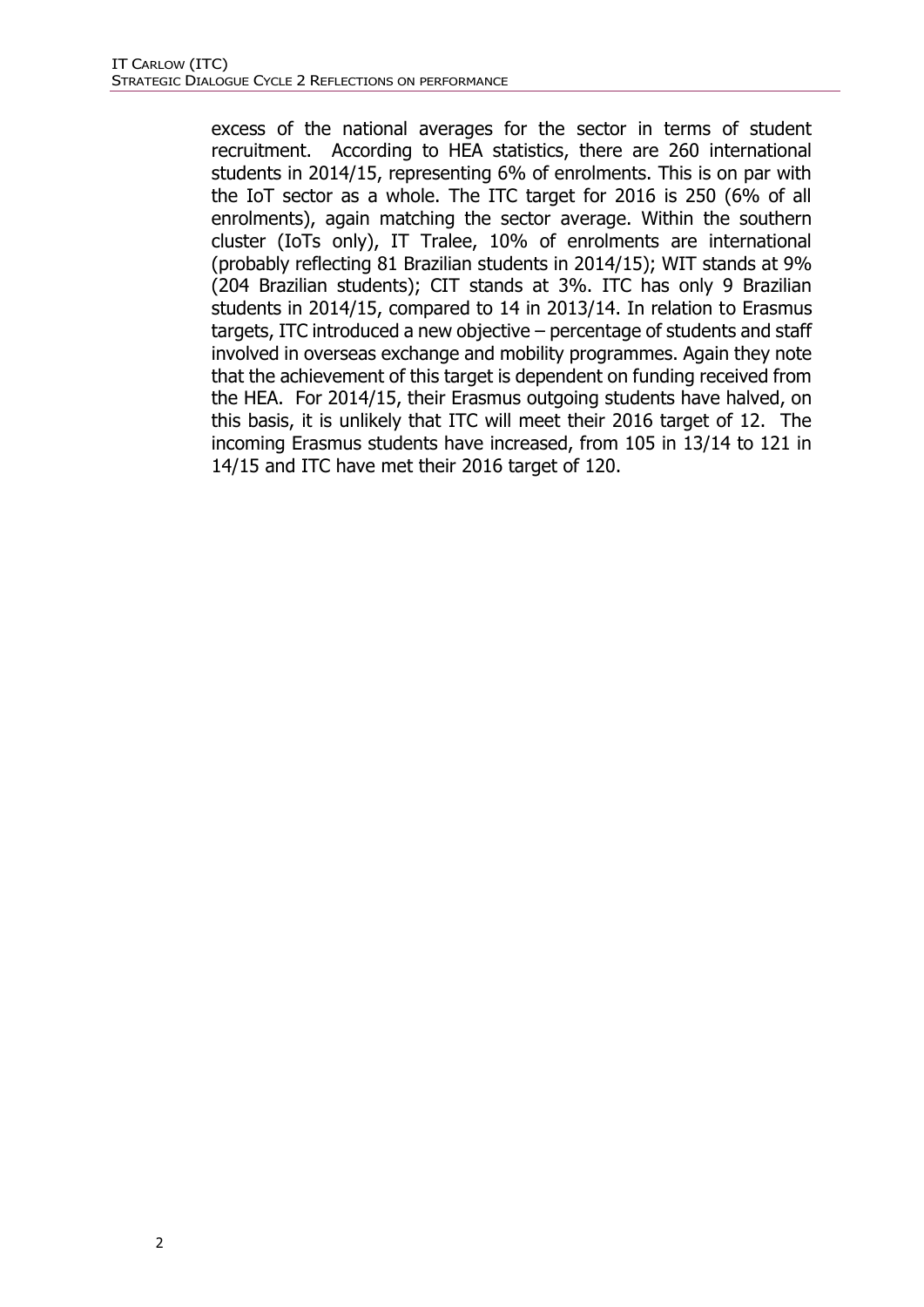excess of the national averages for the sector in terms of student recruitment. According to HEA statistics, there are 260 international students in 2014/15, representing 6% of enrolments. This is on par with the IoT sector as a whole. The ITC target for 2016 is 250 (6% of all enrolments), again matching the sector average. Within the southern cluster (IoTs only), IT Tralee, 10% of enrolments are international (probably reflecting 81 Brazilian students in 2014/15); WIT stands at 9% (204 Brazilian students); CIT stands at 3%. ITC has only 9 Brazilian students in 2014/15, compared to 14 in 2013/14. In relation to Erasmus targets, ITC introduced a new objective – percentage of students and staff involved in overseas exchange and mobility programmes. Again they note that the achievement of this target is dependent on funding received from the HEA. For 2014/15, their Erasmus outgoing students have halved, on this basis, it is unlikely that ITC will meet their 2016 target of 12. The incoming Erasmus students have increased, from 105 in 13/14 to 121 in 14/15 and ITC have met their 2016 target of 120.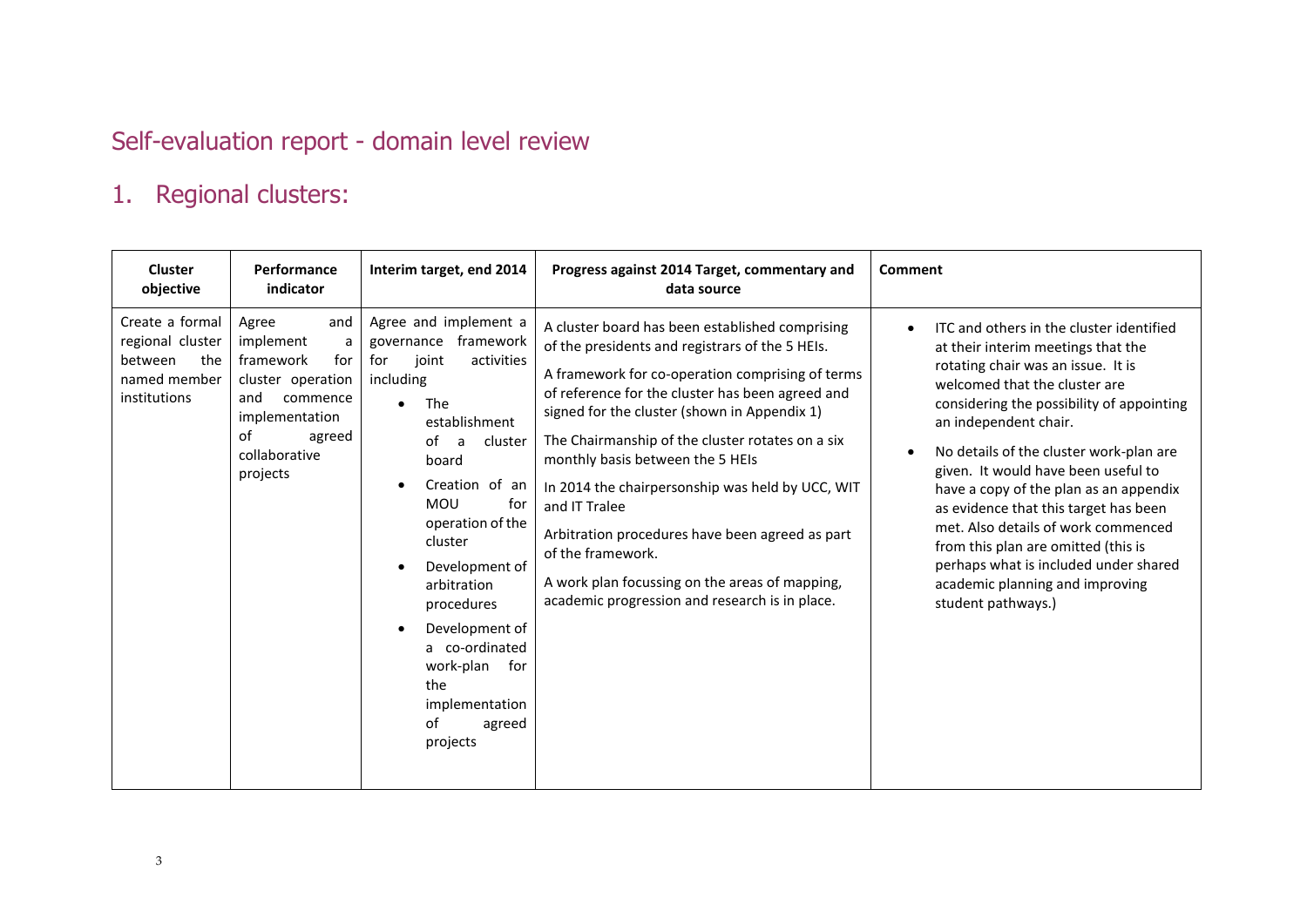# Self-evaluation report - domain level review

## 1. Regional clusters:

| Cluster objective | Performance indicator | Interim target, end 2014 | Progress against 2014 Target, commentary and data source | Comment |
|---|---|---|---|---|
| Create a formal regional cluster between the named member institutions | Agree and implement a framework for cluster operation and commence implementation of agreed collaborative projects | Agree and implement a governance framework for joint activities including<br>• The establishment of a cluster board<br>• Creation of an MOU for operation of the cluster<br>• Development of arbitration procedures<br>• Development of a co-ordinated work-plan for the implementation of agreed projects | A cluster board has been established comprising of the presidents and registrars of the 5 HEIs.<br><br>A framework for co-operation comprising of terms of reference for the cluster has been agreed and signed for the cluster (shown in Appendix 1)<br><br>The Chairmanship of the cluster rotates on a six monthly basis between the 5 HEIs<br><br>In 2014 the chairpersonship was held by UCC, WIT and IT Tralee<br><br>Arbitration procedures have been agreed as part of the framework.<br><br>A work plan focussing on the areas of mapping, academic progression and research is in place. | • ITC and others in the cluster identified at their interim meetings that the rotating chair was an issue. It is welcomed that the cluster are considering the possibility of appointing an independent chair.<br>• No details of the cluster work-plan are given. It would have been useful to have a copy of the plan as an appendix as evidence that this target has been met. Also details of work commenced from this plan are omitted (this is perhaps what is included under shared academic planning and improving student pathways.) |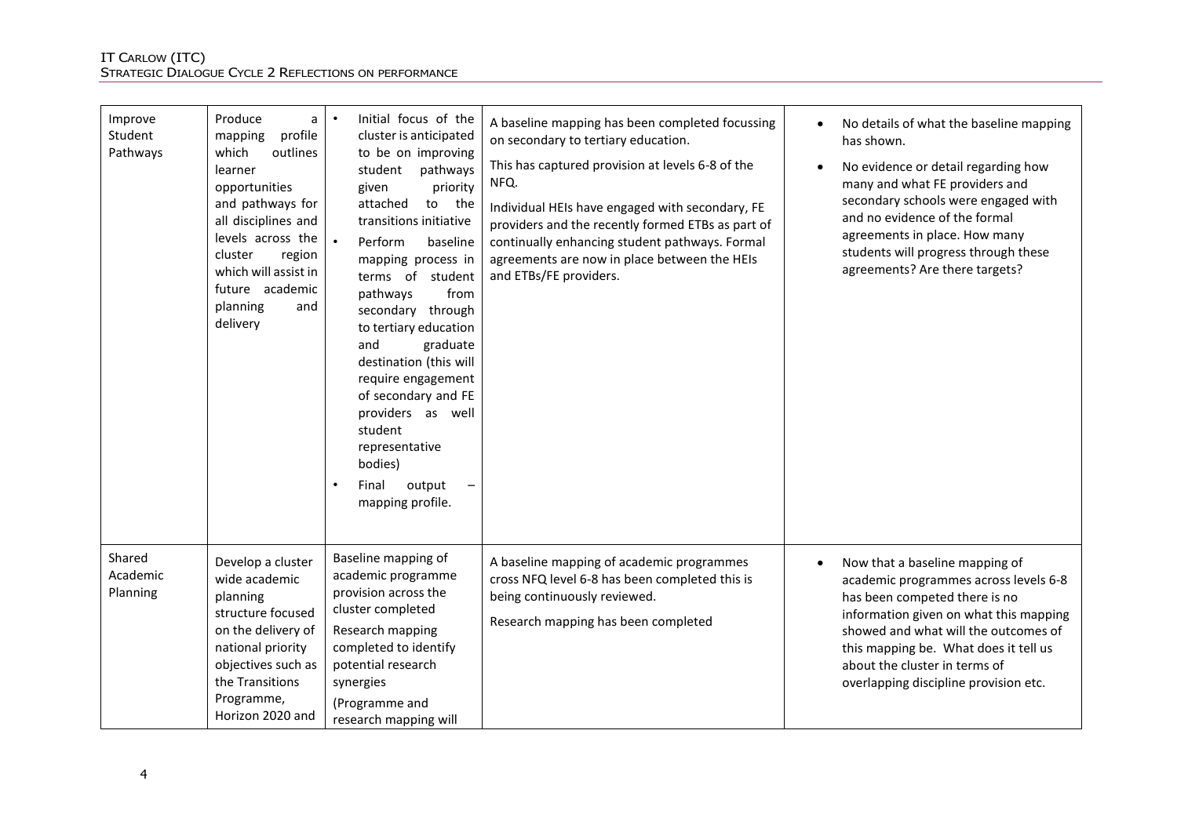| Improve Student Pathways | Produce a mapping profile which outlines learner opportunities and pathways for all disciplines and levels across the cluster region which will assist in future academic planning and delivery | • Initial focus of the cluster is anticipated to be on improving student pathways given priority attached to the transitions initiative<br>• Perform baseline mapping process in terms of student pathways from secondary through to tertiary education and graduate destination (this will require engagement of secondary and FE providers as well student representative bodies)<br>• Final output – mapping profile. | A baseline mapping has been completed focussing on secondary to tertiary education.<br><br>This has captured provision at levels 6-8 of the NFQ.<br><br>Individual HEIs have engaged with secondary, FE providers and the recently formed ETBs as part of continually enhancing student pathways. Formal agreements are now in place between the HEIs and ETBs/FE providers. | • No details of what the baseline mapping has shown.<br>• No evidence or detail regarding how many and what FE providers and secondary schools were engaged with and no evidence of the formal agreements in place. How many students will progress through these agreements? Are there targets? |
|---|---|---|---|---|
| Shared Academic Planning | Develop a cluster wide academic planning structure focused on the delivery of national priority objectives such as the Transitions Programme, Horizon 2020 and | Baseline mapping of academic programme provision across the cluster completed<br><br>Research mapping completed to identify potential research synergies<br><br>(Programme and research mapping will | A baseline mapping of academic programmes cross NFQ level 6-8 has been completed this is being continuously reviewed.<br><br>Research mapping has been completed | • Now that a baseline mapping of academic programmes across levels 6-8 has been competed there is no information given on what this mapping showed and what will the outcomes of this mapping be. What does it tell us about the cluster in terms of overlapping discipline provision etc. |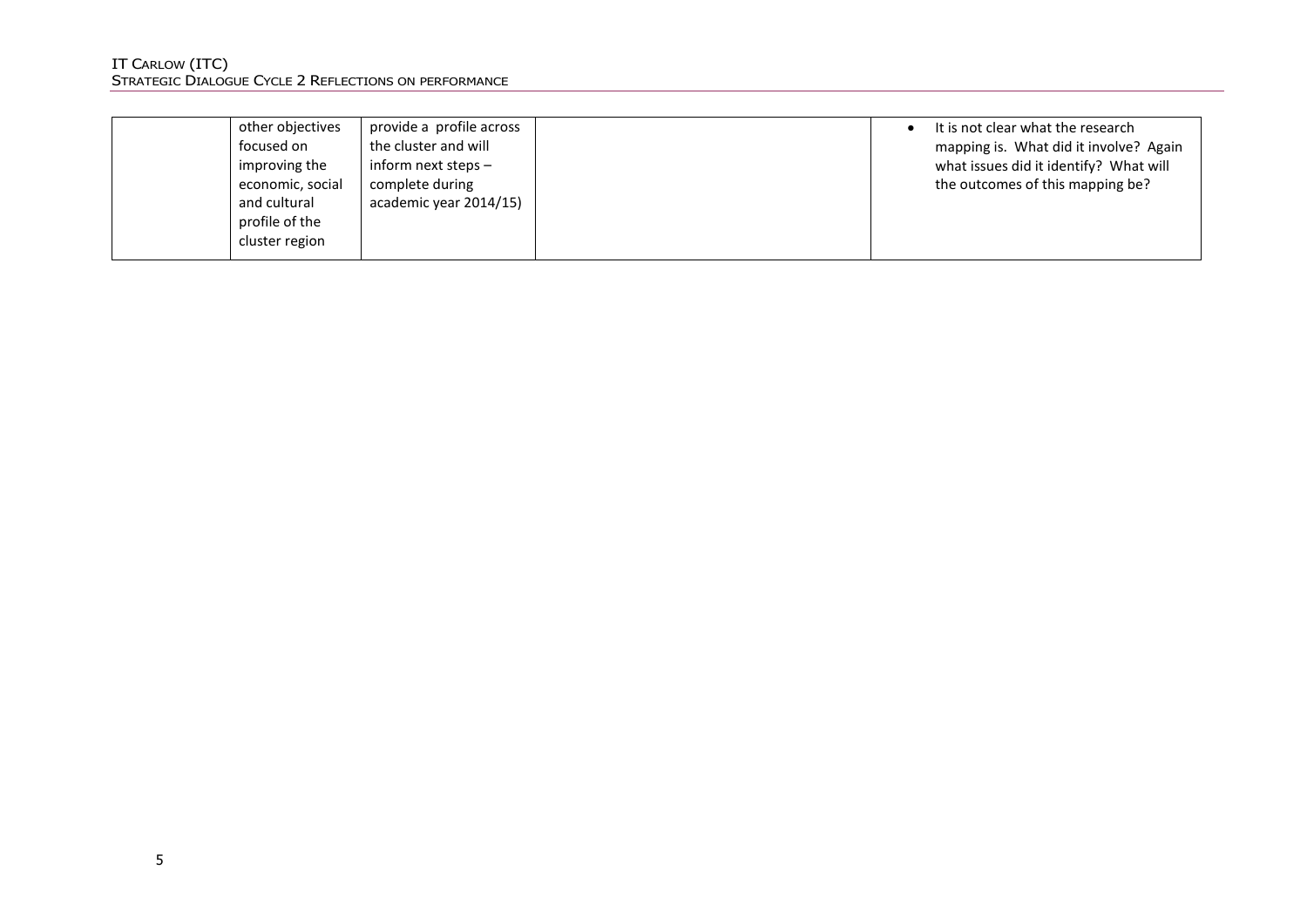| | | | | |
|---|---|---|---|---|
| | other objectives focused on improving the economic, social and cultural profile of the cluster region | provide a profile across the cluster and will inform next steps – complete during academic year 2014/15) | | • It is not clear what the research mapping is. What did it involve? Again what issues did it identify? What will the outcomes of this mapping be? |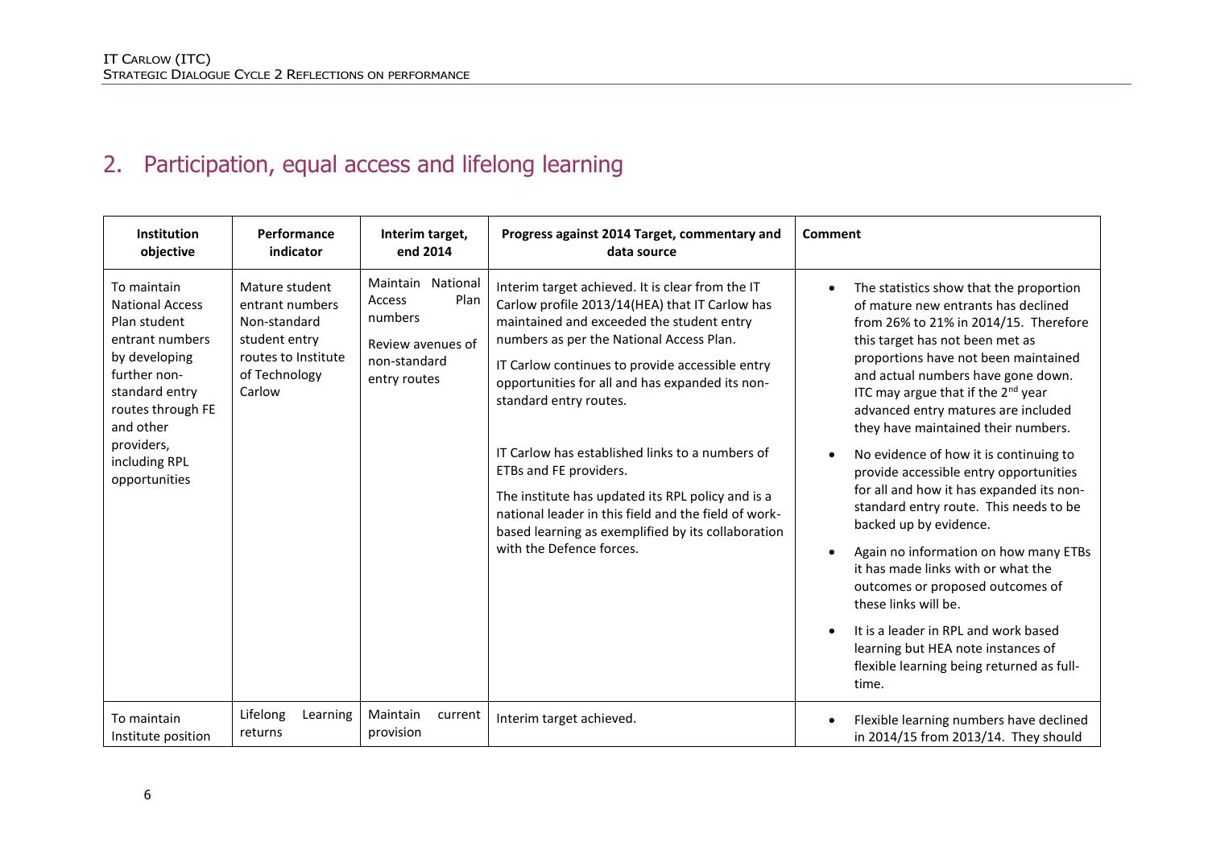## 2. Participation, equal access and lifelong learning

| Institution objective | Performance indicator | Interim target, end 2014 | Progress against 2014 Target, commentary and data source | Comment |
|---|---|---|---|---|
| To maintain National Access Plan student entrant numbers by developing further non-standard entry routes through FE and other providers, including RPL opportunities | Mature student entrant numbers Non-standard student entry routes to Institute of Technology Carlow | Maintain National Access Plan numbers<br><br>Review avenues of non-standard entry routes | Interim target achieved. It is clear from the IT Carlow profile 2013/14(HEA) that IT Carlow has maintained and exceeded the student entry numbers as per the National Access Plan.<br><br>IT Carlow continues to provide accessible entry opportunities for all and has expanded its non-standard entry routes.<br><br>IT Carlow has established links to a numbers of ETBs and FE providers.<br><br>The institute has updated its RPL policy and is a national leader in this field and the field of work-based learning as exemplified by its collaboration with the Defence forces. | • The statistics show that the proportion of mature new entrants has declined from 26% to 21% in 2014/15. Therefore this target has not been met as proportions have not been maintained and actual numbers have gone down. ITC may argue that if the 2nd year advanced entry matures are included they have maintained their numbers.<br>• No evidence of how it is continuing to provide accessible entry opportunities for all and how it has expanded its non-standard entry route. This needs to be backed up by evidence.<br>• Again no information on how many ETBs it has made links with or what the outcomes or proposed outcomes of these links will be.<br>• It is a leader in RPL and work based learning but HEA note instances of flexible learning being returned as full-time. |
| To maintain Institute position | Lifelong Learning returns | Maintain current provision | Interim target achieved. | • Flexible learning numbers have declined in 2014/15 from 2013/14. They should |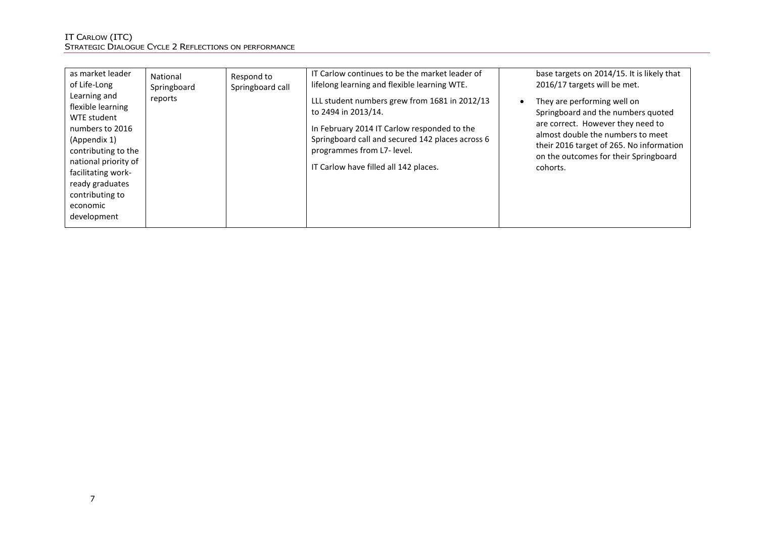| | | | | |
|---|---|---|---|---|
| as market leader of Life-Long Learning and flexible learning WTE student numbers to 2016 (Appendix 1) contributing to the national priority of facilitating work-ready graduates contributing to economic development | National Springboard reports | Respond to Springboard call | IT Carlow continues to be the market leader of lifelong learning and flexible learning WTE.<br><br>LLL student numbers grew from 1681 in 2012/13 to 2494 in 2013/14.<br><br>In February 2014 IT Carlow responded to the Springboard call and secured 142 places across 6 programmes from L7- level.<br><br>IT Carlow have filled all 142 places. | base targets on 2014/15. It is likely that 2016/17 targets will be met.<br><br>• They are performing well on Springboard and the numbers quoted are correct. However they need to almost double the numbers to meet their 2016 target of 265. No information on the outcomes for their Springboard cohorts. |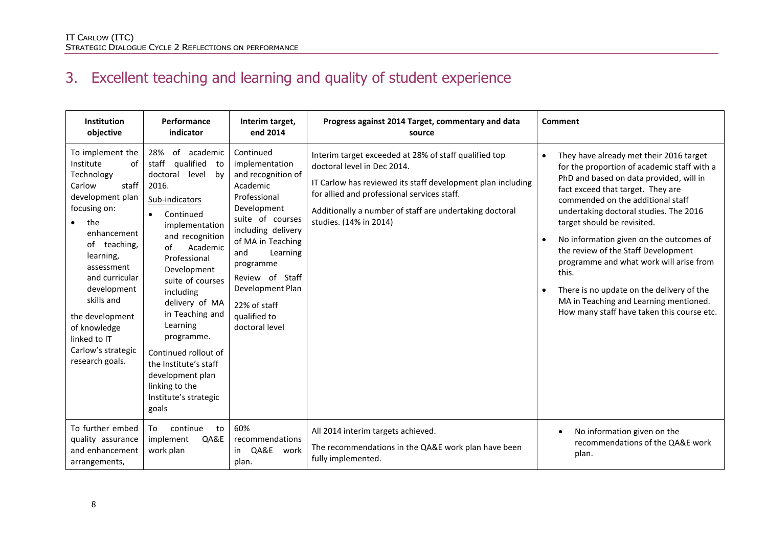## 3. Excellent teaching and learning and quality of student experience

| Institution objective | Performance indicator | Interim target, end 2014 | Progress against 2014 Target, commentary and data source | Comment |
| --- | --- | --- | --- | --- |
| To implement the Institute of Technology Carlow staff development plan focusing on:<br>• the enhancement of teaching, learning, assessment and curricular development skills and<br>the development of knowledge linked to IT Carlow's strategic research goals. | 28% of academic staff qualified to doctoral level by 2016.<br>Sub-indicators<br>• Continued implementation and recognition of Academic Professional Development suite of courses including delivery of MA in Teaching and Learning programme.<br>Continued rollout of the Institute's staff development plan linking to the Institute's strategic goals | Continued implementation and recognition of Academic Professional Development suite of courses including delivery of MA in Teaching and Learning programme<br>Review of Staff Development Plan<br>22% of staff qualified to doctoral level | Interim target exceeded at 28% of staff qualified top doctoral level in Dec 2014.<br>IT Carlow has reviewed its staff development plan including for allied and professional services staff.<br>Additionally a number of staff are undertaking doctoral studies. (14% in 2014) | • They have already met their 2016 target for the proportion of academic staff with a PhD and based on data provided, will in fact exceed that target. They are commended on the additional staff undertaking doctoral studies. The 2016 target should be revisited.<br>• No information given on the outcomes of the review of the Staff Development programme and what work will arise from this.<br>• There is no update on the delivery of the MA in Teaching and Learning mentioned. How many staff have taken this course etc. |
| To further embed quality assurance and enhancement arrangements, | To continue to implement QA&E work plan | 60% recommendations in QA&E work plan. | All 2014 interim targets achieved.<br>The recommendations in the QA&E work plan have been fully implemented. | • No information given on the recommendations of the QA&E work plan. |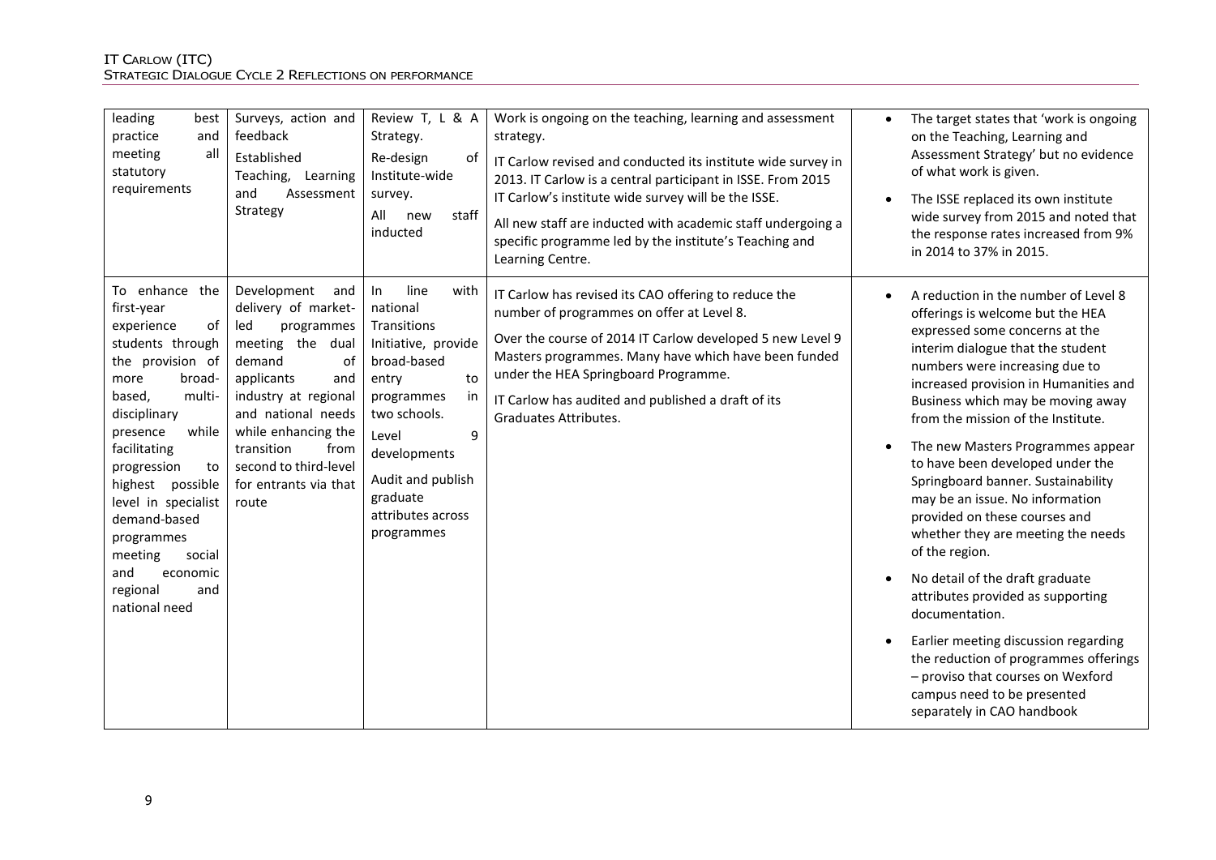| | | | | |
|---|---|---|---|---|
| leading best practice and meeting all statutory requirements | Surveys, action and feedback<br>Established Teaching, Learning and Assessment Strategy | Review T, L & A Strategy.<br>Re-design of Institute-wide survey.<br>All new staff inducted | Work is ongoing on the teaching, learning and assessment strategy.<br>IT Carlow revised and conducted its institute wide survey in 2013. IT Carlow is a central participant in ISSE. From 2015 IT Carlow's institute wide survey will be the ISSE.<br>All new staff are inducted with academic staff undergoing a specific programme led by the institute's Teaching and Learning Centre. | • The target states that 'work is ongoing on the Teaching, Learning and Assessment Strategy' but no evidence of what work is given.<br>• The ISSE replaced its own institute wide survey from 2015 and noted that the response rates increased from 9% in 2014 to 37% in 2015. |
| To enhance the first-year experience of students through the provision of more broad-based, multi-disciplinary presence while facilitating progression to highest possible level in specialist demand-based programmes meeting social and economic regional and national need | Development and delivery of market-led programmes meeting the dual demand of applicants and industry at regional and national needs while enhancing the transition from second to third-level for entrants via that route | In line with national Transitions Initiative, provide broad-based entry to programmes in two schools.<br>Level 9 developments<br>Audit and publish graduate attributes across programmes | IT Carlow has revised its CAO offering to reduce the number of programmes on offer at Level 8.<br>Over the course of 2014 IT Carlow developed 5 new Level 9 Masters programmes. Many have which have been funded under the HEA Springboard Programme.<br>IT Carlow has audited and published a draft of its Graduates Attributes. | • A reduction in the number of Level 8 offerings is welcome but the HEA expressed some concerns at the interim dialogue that the student numbers were increasing due to increased provision in Humanities and Business which may be moving away from the mission of the Institute.<br>• The new Masters Programmes appear to have been developed under the Springboard banner. Sustainability may be an issue. No information provided on these courses and whether they are meeting the needs of the region.<br>• No detail of the draft graduate attributes provided as supporting documentation.<br>• Earlier meeting discussion regarding the reduction of programmes offerings – proviso that courses on Wexford campus need to be presented separately in CAO handbook |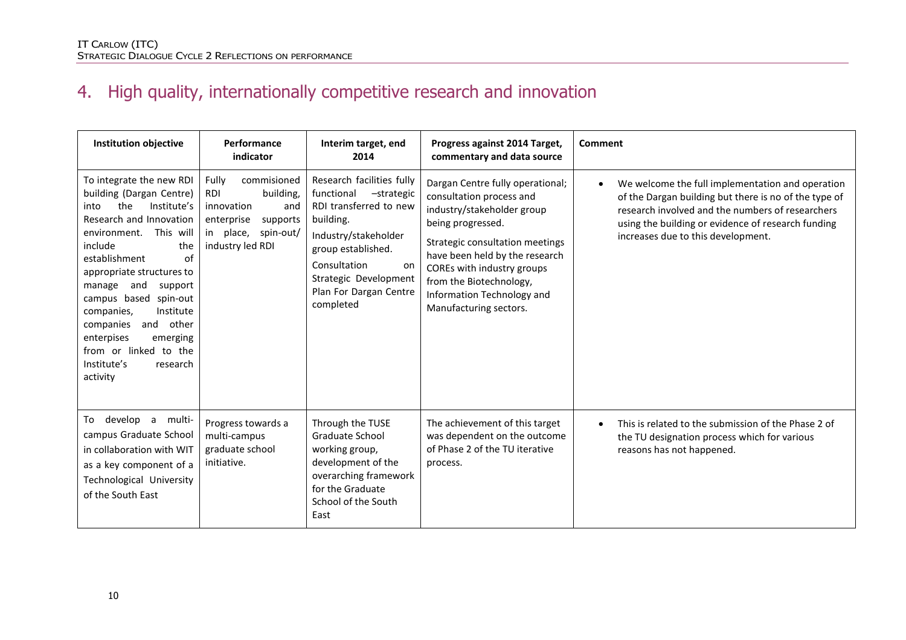# 4. High quality, internationally competitive research and innovation

| Institution objective | Performance indicator | Interim target, end 2014 | Progress against 2014 Target, commentary and data source | Comment |
|---|---|---|---|---|
| To integrate the new RDI building (Dargan Centre) into the Institute's Research and Innovation environment. This will include the establishment of appropriate structures to manage and support campus based spin-out companies, Institute companies and other enterpises emerging from or linked to the Institute's research activity | Fully commisioned RDI building, innovation and enterprise supports in place, spin-out/ industry led RDI | Research facilities fully functional –strategic RDI transferred to new building.<br>Industry/stakeholder group established.<br>Consultation on Strategic Development Plan For Dargan Centre completed | Dargan Centre fully operational; consultation process and industry/stakeholder group being progressed.<br>Strategic consultation meetings have been held by the research COREs with industry groups from the Biotechnology, Information Technology and Manufacturing sectors. | • We welcome the full implementation and operation of the Dargan building but there is no of the type of research involved and the numbers of researchers using the building or evidence of research funding increases due to this development. |
| To develop a multi-campus Graduate School in collaboration with WIT as a key component of a Technological University of the South East | Progress towards a multi-campus graduate school initiative. | Through the TUSE Graduate School working group, development of the overarching framework for the Graduate School of the South East | The achievement of this target was dependent on the outcome of Phase 2 of the TU iterative process. | • This is related to the submission of the Phase 2 of the TU designation process which for various reasons has not happened. |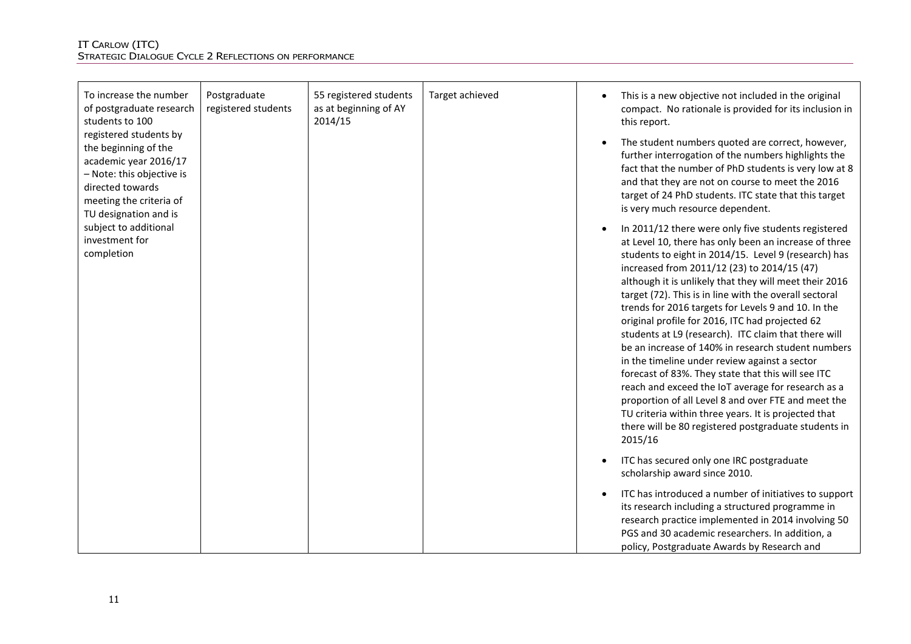| | | | | |
|---|---|---|---|---|
| To increase the number of postgraduate research students to 100 registered students by the beginning of the academic year 2016/17 – Note: this objective is directed towards meeting the criteria of TU designation and is subject to additional investment for completion | Postgraduate registered students | 55 registered students as at beginning of AY 2014/15 | Target achieved | • This is a new objective not included in the original compact. No rationale is provided for its inclusion in this report.<br>• The student numbers quoted are correct, however, further interrogation of the numbers highlights the fact that the number of PhD students is very low at 8 and that they are not on course to meet the 2016 target of 24 PhD students. ITC state that this target is very much resource dependent.<br>• In 2011/12 there were only five students registered at Level 10, there has only been an increase of three students to eight in 2014/15. Level 9 (research) has increased from 2011/12 (23) to 2014/15 (47) although it is unlikely that they will meet their 2016 target (72). This is in line with the overall sectoral trends for 2016 targets for Levels 9 and 10. In the original profile for 2016, ITC had projected 62 students at L9 (research). ITC claim that there will be an increase of 140% in research student numbers in the timeline under review against a sector forecast of 83%. They state that this will see ITC reach and exceed the IoT average for research as a proportion of all Level 8 and over FTE and meet the TU criteria within three years. It is projected that there will be 80 registered postgraduate students in 2015/16<br>• ITC has secured only one IRC postgraduate scholarship award since 2010.<br>• ITC has introduced a number of initiatives to support its research including a structured programme in research practice implemented in 2014 involving 50 PGS and 30 academic researchers. In addition, a policy, Postgraduate Awards by Research and |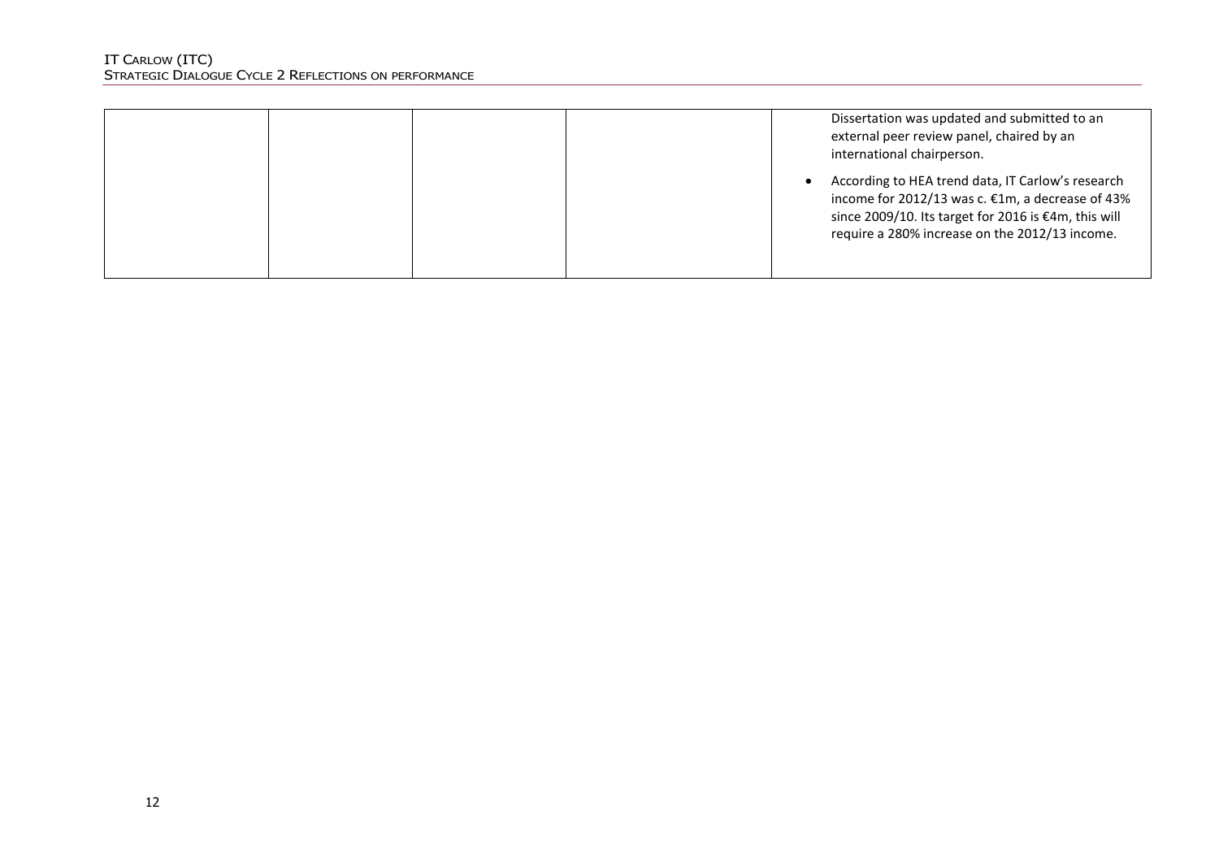| | | | | |
|---|---|---|---|---|
| | | | | Dissertation was updated and submitted to an external peer review panel, chaired by an international chairperson.<br><br>• According to HEA trend data, IT Carlow's research income for 2012/13 was c. €1m, a decrease of 43% since 2009/10. Its target for 2016 is €4m, this will require a 280% increase on the 2012/13 income. |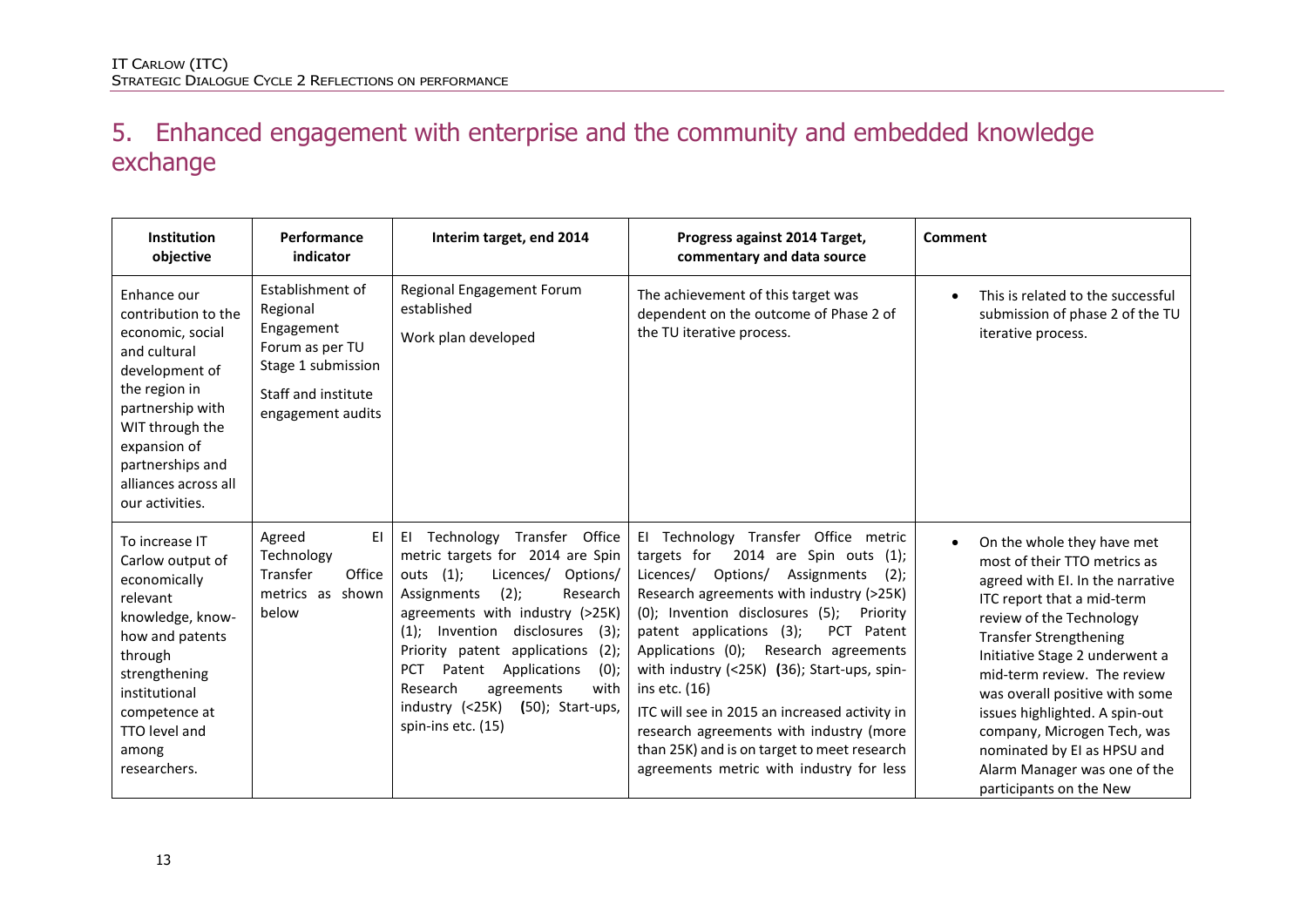# 5. Enhanced engagement with enterprise and the community and embedded knowledge exchange

| Institution objective | Performance indicator | Interim target, end 2014 | Progress against 2014 Target, commentary and data source | Comment |
|---|---|---|---|---|
| Enhance our contribution to the economic, social and cultural development of the region in partnership with WIT through the expansion of partnerships and alliances across all our activities. | Establishment of Regional Engagement Forum as per TU Stage 1 submission<br><br>Staff and institute engagement audits | Regional Engagement Forum established<br><br>Work plan developed | The achievement of this target was dependent on the outcome of Phase 2 of the TU iterative process. | • This is related to the successful submission of phase 2 of the TU iterative process. |
| To increase IT Carlow output of economically relevant knowledge, know-how and patents through strengthening institutional competence at TTO level and among researchers. | Agreed EI Technology Transfer Office metrics as shown below | EI Technology Transfer Office metric targets for 2014 are Spin outs (1); Licences/ Options/ Assignments (2); Research agreements with industry (>25K) (1); Invention disclosures (3); Priority patent applications (2); PCT Patent Applications (0); Research agreements with industry (<25K) **(**50); Start-ups, spin-ins etc. (15) | EI Technology Transfer Office metric targets for 2014 are Spin outs (1); Licences/ Options/ Assignments (2); Research agreements with industry (>25K) (0); Invention disclosures (5); Priority patent applications (3); PCT Patent Applications (0); Research agreements with industry (<25K) **(**36); Start-ups, spin-ins etc. (16)<br><br>ITC will see in 2015 an increased activity in research agreements with industry (more than 25K) and is on target to meet research agreements metric with industry for less | • On the whole they have met most of their TTO metrics as agreed with EI. In the narrative ITC report that a mid-term review of the Technology Transfer Strengthening Initiative Stage 2 underwent a mid-term review. The review was overall positive with some issues highlighted. A spin-out company, Microgen Tech, was nominated by EI as HPSU and Alarm Manager was one of the participants on the New |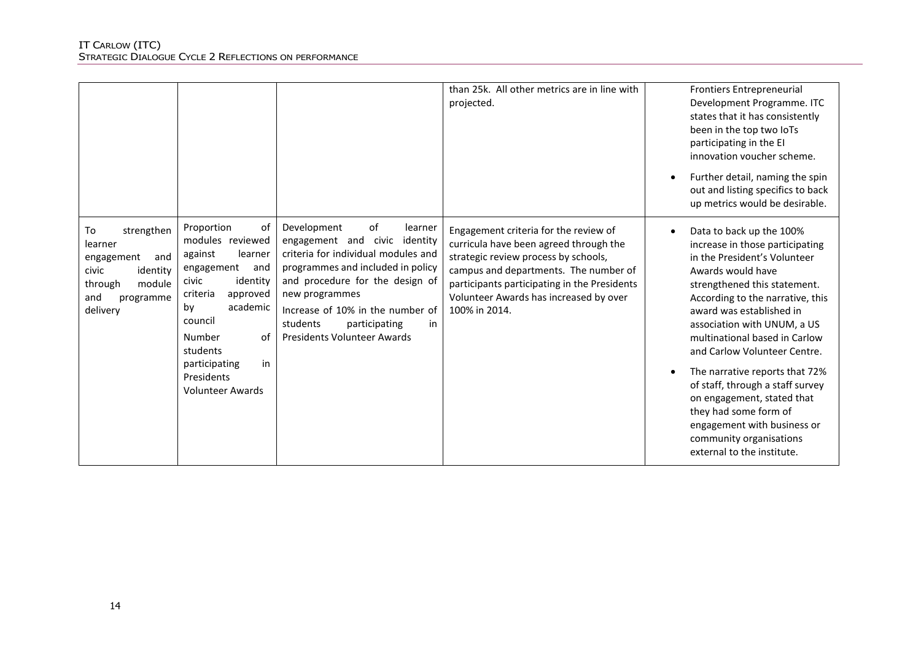| | | | | |
|---|---|---|---|---|
| | | | than 25k. All other metrics are in line with projected. | Frontiers Entrepreneurial Development Programme. ITC states that it has consistently been in the top two IoTs participating in the EI innovation voucher scheme.<br>• Further detail, naming the spin out and listing specifics to back up metrics would be desirable. |
| To strengthen learner engagement and civic identity through module and programme delivery | Proportion of modules reviewed against learner engagement and civic identity criteria approved by academic council<br><br>Number of students participating in Presidents Volunteer Awards | Development of learner engagement and civic identity criteria for individual modules and programmes and included in policy and procedure for the design of new programmes<br><br>Increase of 10% in the number of students participating in Presidents Volunteer Awards | Engagement criteria for the review of curricula have been agreed through the strategic review process by schools, campus and departments. The number of participants participating in the Presidents Volunteer Awards has increased by over 100% in 2014. | • Data to back up the 100% increase in those participating in the President's Volunteer Awards would have strengthened this statement. According to the narrative, this award was established in association with UNUM, a US multinational based in Carlow and Carlow Volunteer Centre.<br>• The narrative reports that 72% of staff, through a staff survey on engagement, stated that they had some form of engagement with business or community organisations external to the institute. |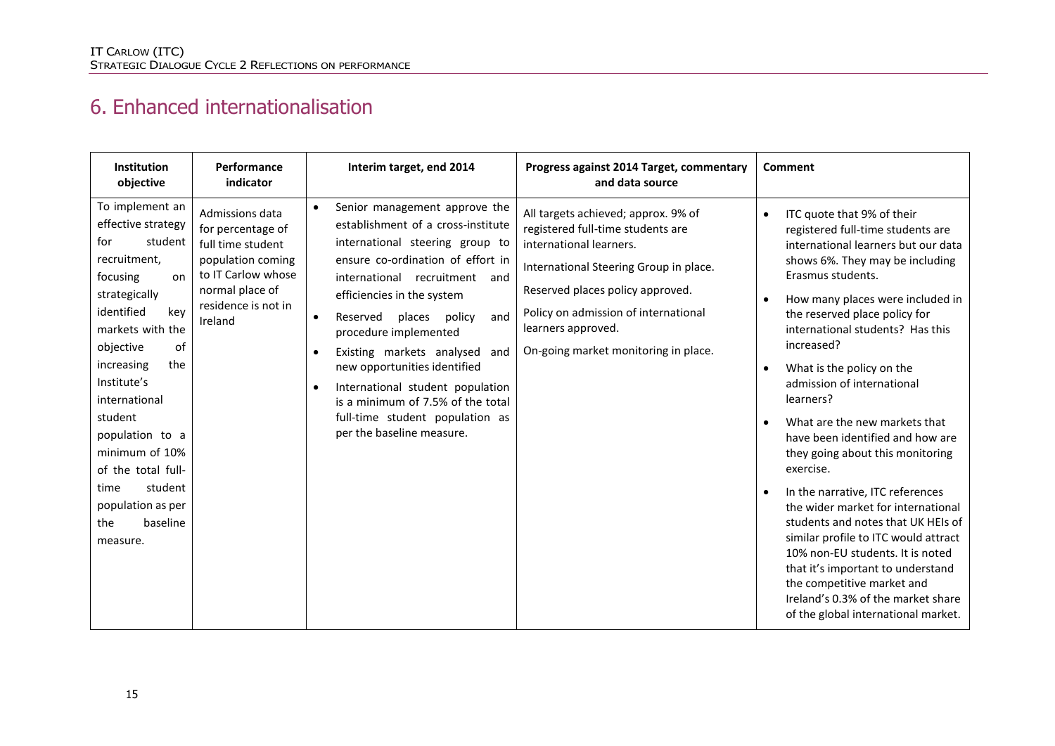## 6. Enhanced internationalisation

| Institution objective | Performance indicator | Interim target, end 2014 | Progress against 2014 Target, commentary and data source | Comment |
|---|---|---|---|---|
| To implement an effective strategy for student recruitment, focusing on strategically identified key markets with the objective of increasing the Institute's international student population to a minimum of 10% of the total full-time student population as per the baseline measure. | Admissions data for percentage of full time student population coming to IT Carlow whose normal place of residence is not in Ireland | • Senior management approve the establishment of a cross-institute international steering group to ensure co-ordination of effort in international recruitment and efficiencies in the system<br>• Reserved places policy and procedure implemented<br>• Existing markets analysed and new opportunities identified<br>• International student population is a minimum of 7.5% of the total full-time student population as per the baseline measure. | All targets achieved; approx. 9% of registered full-time students are international learners.<br><br>International Steering Group in place.<br><br>Reserved places policy approved.<br><br>Policy on admission of international learners approved.<br><br>On-going market monitoring in place. | • ITC quote that 9% of their registered full-time students are international learners but our data shows 6%. They may be including Erasmus students.<br>• How many places were included in the reserved place policy for international students? Has this increased?<br>• What is the policy on the admission of international learners?<br>• What are the new markets that have been identified and how are they going about this monitoring exercise.<br>• In the narrative, ITC references the wider market for international students and notes that UK HEIs of similar profile to ITC would attract 10% non-EU students. It is noted that it's important to understand the competitive market and Ireland's 0.3% of the market share of the global international market. |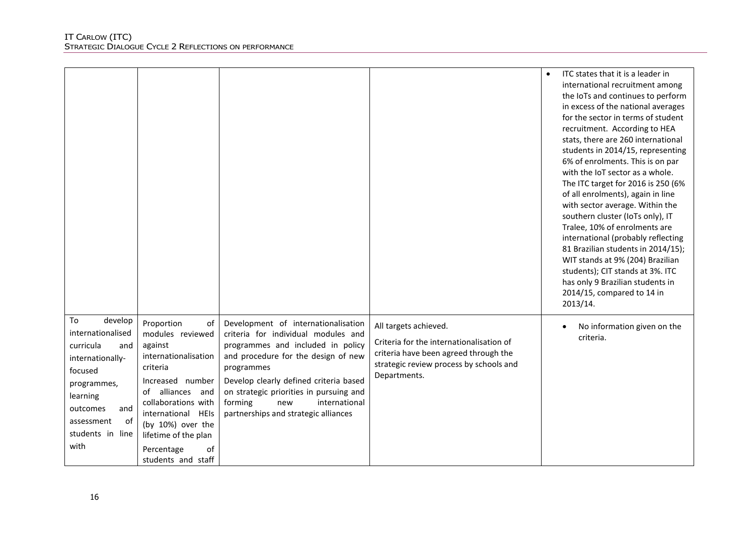| | | | | |
|---|---|---|---|---|
| | | | | • ITC states that it is a leader in international recruitment among the IoTs and continues to perform in excess of the national averages for the sector in terms of student recruitment. According to HEA stats, there are 260 international students in 2014/15, representing 6% of enrolments. This is on par with the IoT sector as a whole. The ITC target for 2016 is 250 (6% of all enrolments), again in line with sector average. Within the southern cluster (IoTs only), IT Tralee, 10% of enrolments are international (probably reflecting 81 Brazilian students in 2014/15); WIT stands at 9% (204) Brazilian students); CIT stands at 3%. ITC has only 9 Brazilian students in 2014/15, compared to 14 in 2013/14. |
| To develop internationalised curricula and internationally-focused programmes, learning outcomes and assessment of students in line with | Proportion of modules reviewed against internationalisation criteria<br><br>Increased number of alliances and collaborations with international HEIs (by 10%) over the lifetime of the plan<br><br>Percentage of students and staff | Development of internationalisation criteria for individual modules and programmes and included in policy and procedure for the design of new programmes<br><br>Develop clearly defined criteria based on strategic priorities in pursuing and forming new international partnerships and strategic alliances | All targets achieved.<br><br>Criteria for the internationalisation of criteria have been agreed through the strategic review process by schools and Departments. | • No information given on the criteria. |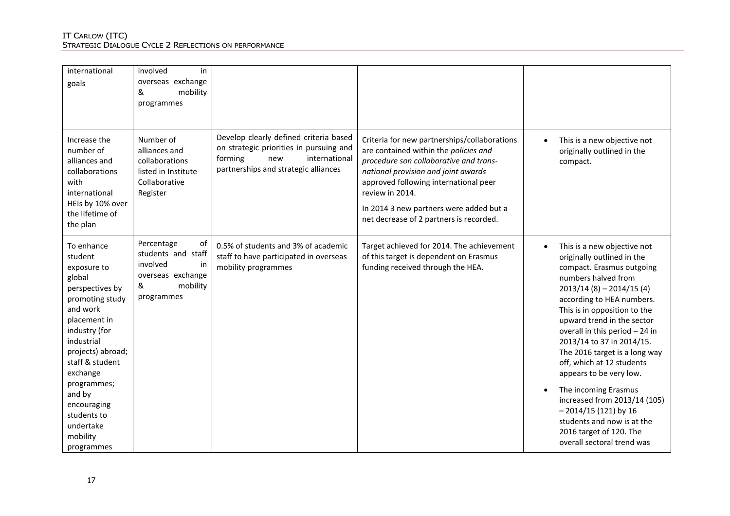| international goals | involved in overseas exchange & mobility programmes | | | |
|---|---|---|---|---|
| Increase the number of alliances and collaborations with international HEIs by 10% over the lifetime of the plan | Number of alliances and collaborations listed in Institute Collaborative Register | Develop clearly defined criteria based on strategic priorities in pursuing and forming new international partnerships and strategic alliances | Criteria for new partnerships/collaborations are contained within the *policies and procedure son collaborative and trans-national provision and joint awards* approved following international peer review in 2014.<br><br>In 2014 3 new partners were added but a net decrease of 2 partners is recorded. | • This is a new objective not originally outlined in the compact. |
| To enhance student exposure to global perspectives by promoting study and work placement in industry (for industrial projects) abroad; staff & student exchange programmes; and by encouraging students to undertake mobility programmes | Percentage of students and staff involved in overseas exchange & mobility programmes | 0.5% of students and 3% of academic staff to have participated in overseas mobility programmes | Target achieved for 2014. The achievement of this target is dependent on Erasmus funding received through the HEA. | • This is a new objective not originally outlined in the compact. Erasmus outgoing numbers halved from 2013/14 (8) – 2014/15 (4) according to HEA numbers. This is in opposition to the upward trend in the sector overall in this period – 24 in 2013/14 to 37 in 2014/15. The 2016 target is a long way off, which at 12 students appears to be very low.<br><br>• The incoming Erasmus increased from 2013/14 (105) – 2014/15 (121) by 16 students and now is at the 2016 target of 120. The overall sectoral trend was |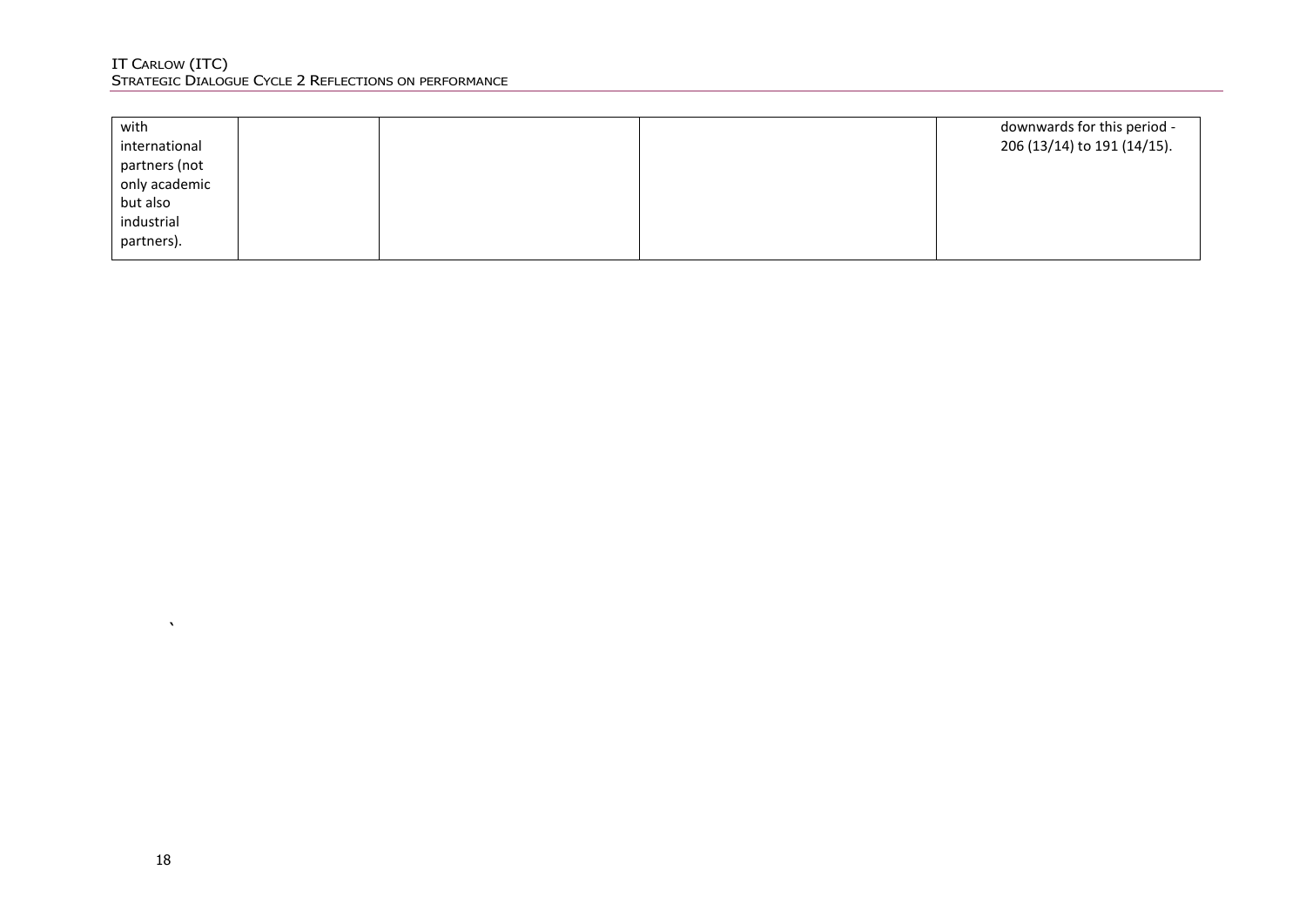| | | | | |
|---|---|---|---|---|
| with international partners (not only academic but also industrial partners). | | | | downwards for this period - 206 (13/14) to 191 (14/15). |

`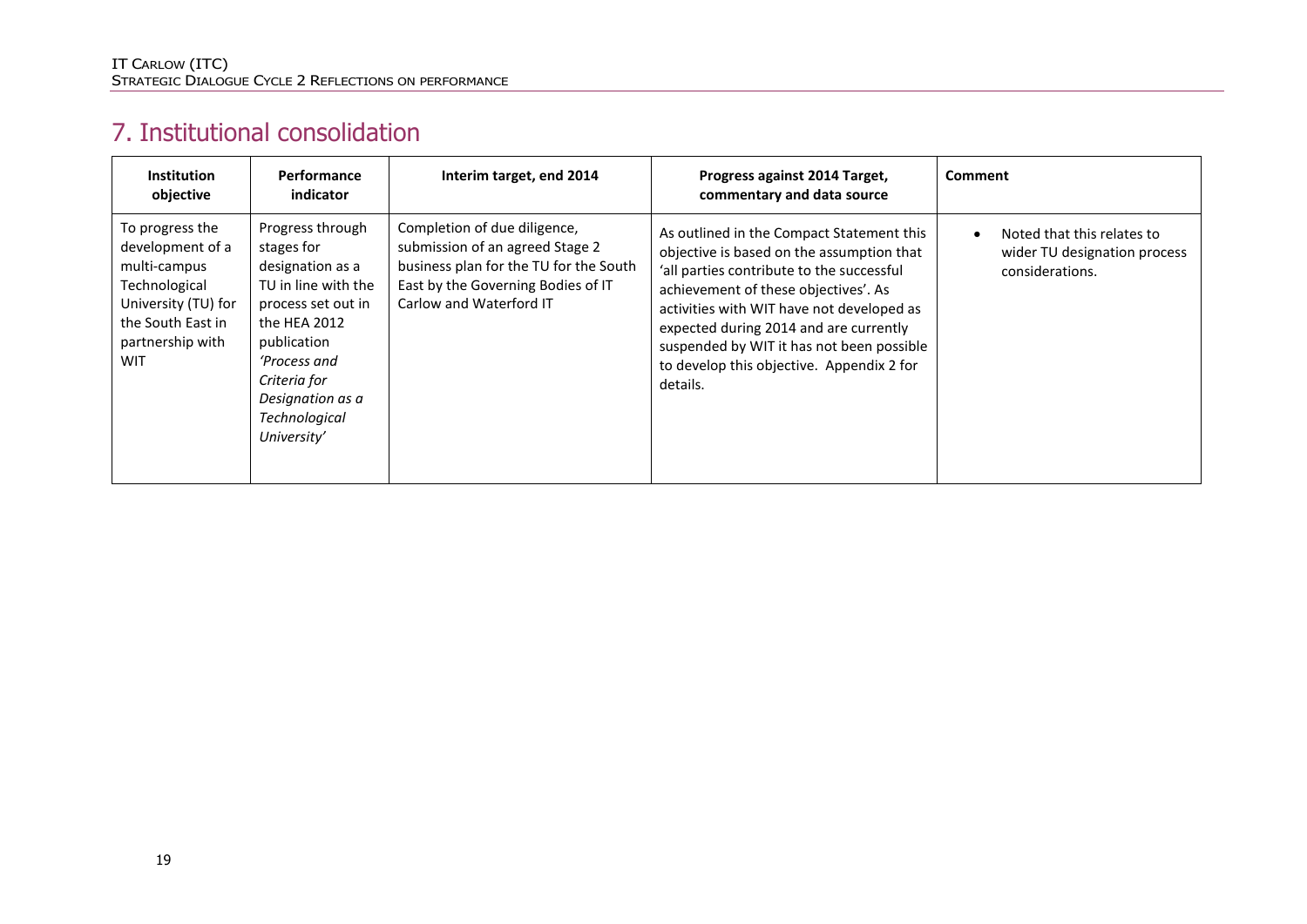## 7. Institutional consolidation

| Institution objective | Performance indicator | Interim target, end 2014 | Progress against 2014 Target, commentary and data source | Comment |
|---|---|---|---|---|
| To progress the development of a multi-campus Technological University (TU) for the South East in partnership with WIT | Progress through stages for designation as a TU in line with the process set out in the HEA 2012 publication *'Process and Criteria for Designation as a Technological University'* | Completion of due diligence, submission of an agreed Stage 2 business plan for the TU for the South East by the Governing Bodies of IT Carlow and Waterford IT | As outlined in the Compact Statement this objective is based on the assumption that 'all parties contribute to the successful achievement of these objectives'. As activities with WIT have not developed as expected during 2014 and are currently suspended by WIT it has not been possible to develop this objective. Appendix 2 for details. | • Noted that this relates to wider TU designation process considerations. |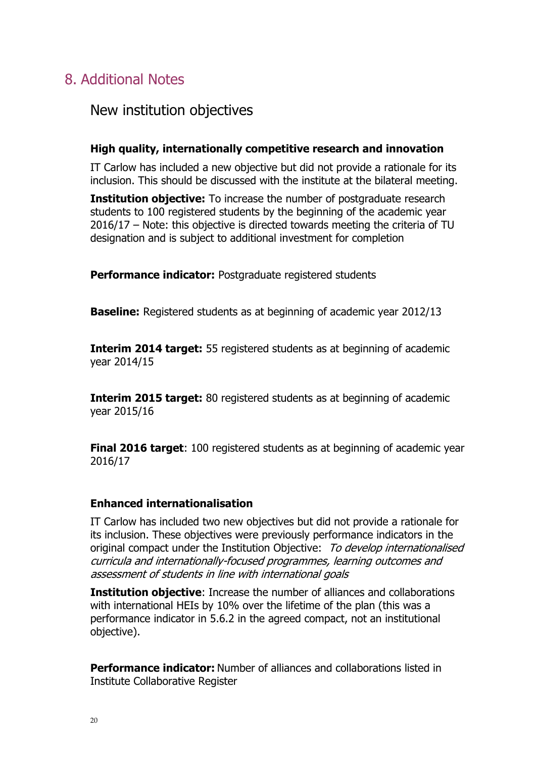# 8. Additional Notes

## New institution objectives

### High quality, internationally competitive research and innovation

IT Carlow has included a new objective but did not provide a rationale for its inclusion. This should be discussed with the institute at the bilateral meeting.

**Institution objective:** To increase the number of postgraduate research students to 100 registered students by the beginning of the academic year 2016/17 – Note: this objective is directed towards meeting the criteria of TU designation and is subject to additional investment for completion

**Performance indicator:** Postgraduate registered students

**Baseline:** Registered students as at beginning of academic year 2012/13

**Interim 2014 target:** 55 registered students as at beginning of academic year 2014/15

**Interim 2015 target:** 80 registered students as at beginning of academic year 2015/16

**Final 2016 target**: 100 registered students as at beginning of academic year 2016/17

### Enhanced internationalisation

IT Carlow has included two new objectives but did not provide a rationale for its inclusion. These objectives were previously performance indicators in the original compact under the Institution Objective: *To develop internationalised curricula and internationally-focused programmes, learning outcomes and assessment of students in line with international goals*

**Institution objective**: Increase the number of alliances and collaborations with international HEIs by 10% over the lifetime of the plan (this was a performance indicator in 5.6.2 in the agreed compact, not an institutional objective).

**Performance indicator:** Number of alliances and collaborations listed in Institute Collaborative Register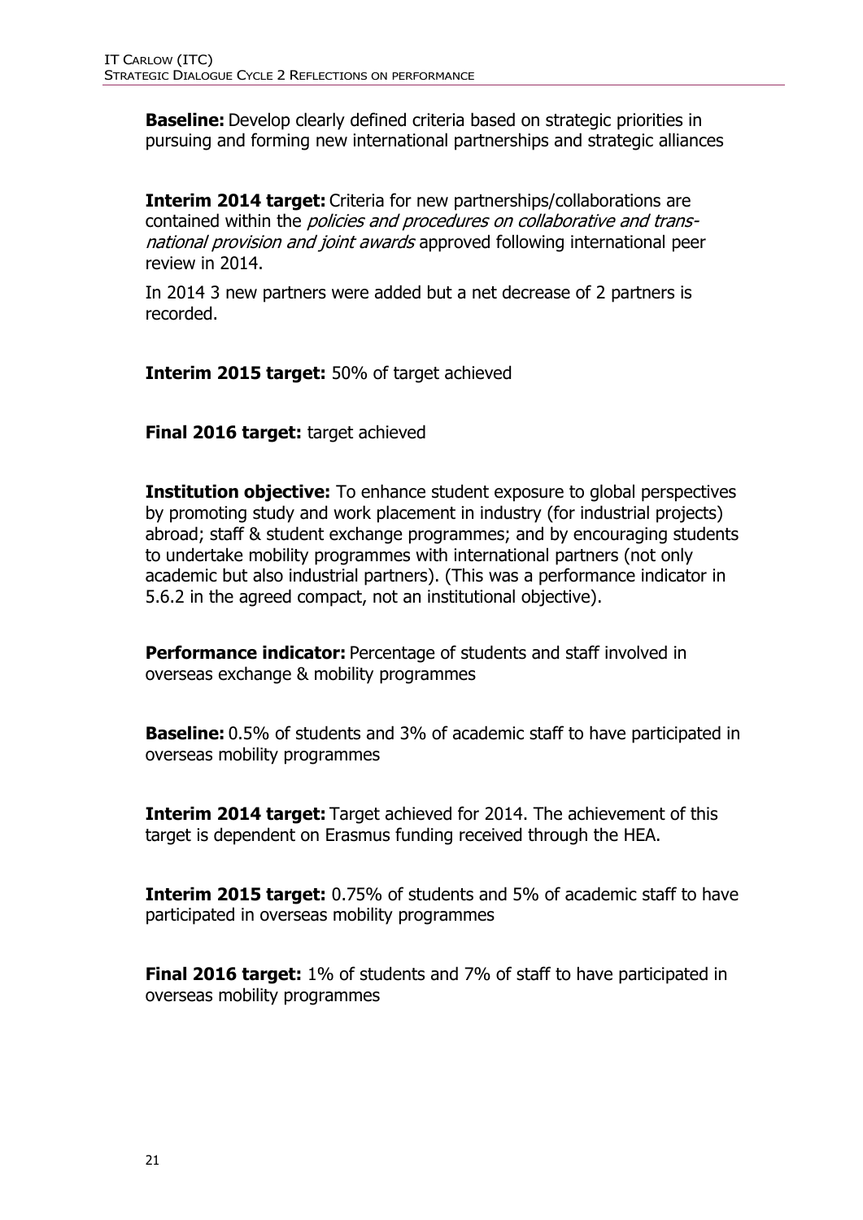**Baseline:** Develop clearly defined criteria based on strategic priorities in pursuing and forming new international partnerships and strategic alliances

**Interim 2014 target:** Criteria for new partnerships/collaborations are contained within the *policies and procedures on collaborative and trans-national provision and joint awards* approved following international peer review in 2014.

In 2014 3 new partners were added but a net decrease of 2 partners is recorded.

**Interim 2015 target:** 50% of target achieved

**Final 2016 target:** target achieved

**Institution objective:** To enhance student exposure to global perspectives by promoting study and work placement in industry (for industrial projects) abroad; staff & student exchange programmes; and by encouraging students to undertake mobility programmes with international partners (not only academic but also industrial partners). (This was a performance indicator in 5.6.2 in the agreed compact, not an institutional objective).

**Performance indicator:** Percentage of students and staff involved in overseas exchange & mobility programmes

**Baseline:** 0.5% of students and 3% of academic staff to have participated in overseas mobility programmes

**Interim 2014 target:** Target achieved for 2014. The achievement of this target is dependent on Erasmus funding received through the HEA.

**Interim 2015 target:** 0.75% of students and 5% of academic staff to have participated in overseas mobility programmes

**Final 2016 target:** 1% of students and 7% of staff to have participated in overseas mobility programmes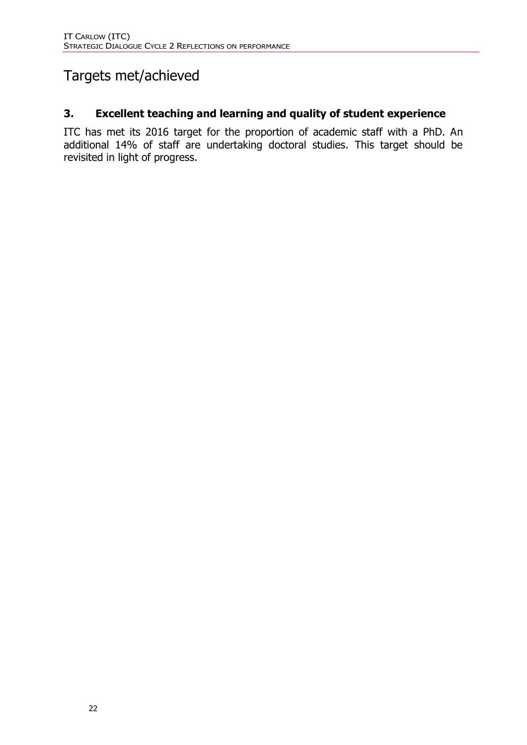# Targets met/achieved

## 3. Excellent teaching and learning and quality of student experience

ITC has met its 2016 target for the proportion of academic staff with a PhD. An additional 14% of staff are undertaking doctoral studies. This target should be revisited in light of progress.